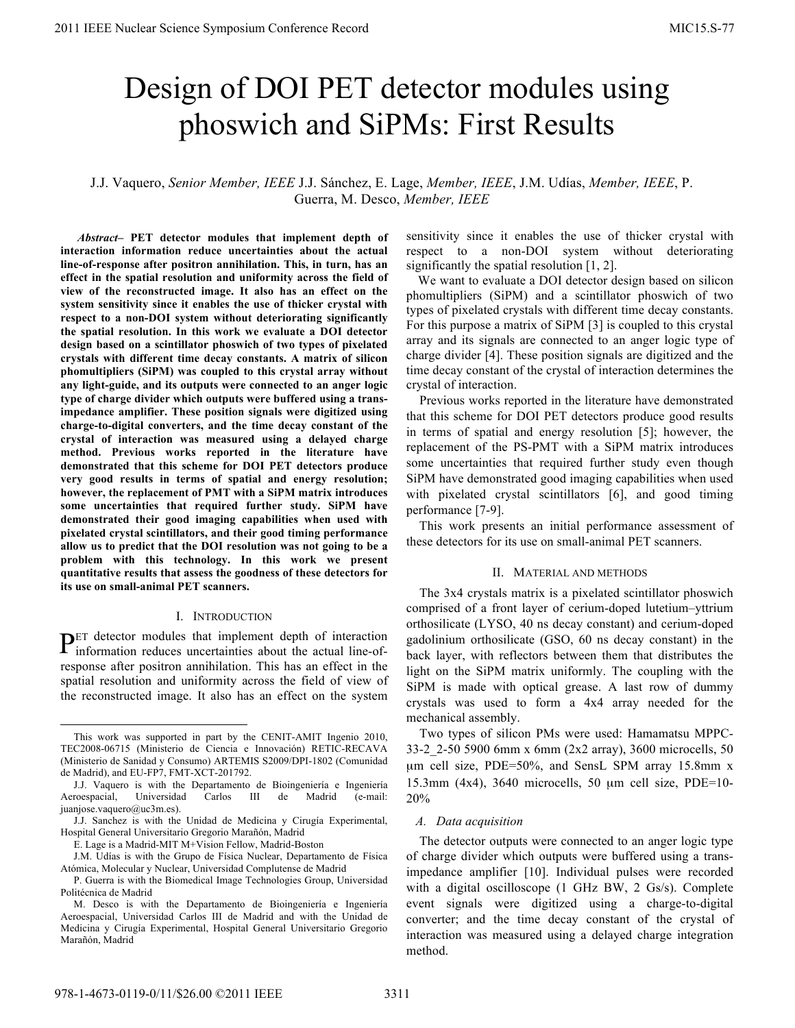# Design of DOI PET detector modules using phoswich and SiPMs: First Results

J.J. Vaquero, *Senior Member, IEEE* J.J. Sánchez, E. Lage, *Member, IEEE*, J.M. Udías, *Member, IEEE*, P. Guerra, M. Desco, *Member, IEEE*

***Abstract*– PET detector modules that implement depth of interaction information reduce uncertainties about the actual line-of-response after positron annihilation. This, in turn, has an effect in the spatial resolution and uniformity across the field of view of the reconstructed image. It also has an effect on the system sensitivity since it enables the use of thicker crystal with respect to a non-DOI system without deteriorating significantly the spatial resolution. In this work we evaluate a DOI detector design based on a scintillator phoswich of two types of pixelated crystals with different time decay constants. A matrix of silicon phomultipliers (SiPM) was coupled to this crystal array without any light-guide, and its outputs were connected to an anger logic type of charge divider which outputs were buffered using a trans-impedance amplifier. These position signals were digitized using charge-to-digital converters, and the time decay constant of the crystal of interaction was measured using a delayed charge method. Previous works reported in the literature have demonstrated that this scheme for DOI PET detectors produce very good results in terms of spatial and energy resolution; however, the replacement of PMT with a SiPM matrix introduces some uncertainties that required further study. SiPM have demonstrated their good imaging capabilities when used with pixelated crystal scintillators, and their good timing performance allow us to predict that the DOI resolution was not going to be a problem with this technology. In this work we present quantitative results that assess the goodness of these detectors for its use on small-animal PET scanners.**

## I. Introduction

PET detector modules that implement depth of interaction information reduces uncertainties about the actual line-of-response after positron annihilation. This has an effect in the spatial resolution and uniformity across the field of view of the reconstructed image. It also has an effect on the system sensitivity since it enables the use of thicker crystal with respect to a non-DOI system without deteriorating significantly the spatial resolution [1, 2].

We want to evaluate a DOI detector design based on silicon phomultipliers (SiPM) and a scintillator phoswich of two types of pixelated crystals with different time decay constants. For this purpose a matrix of SiPM [3] is coupled to this crystal array and its signals are connected to an anger logic type of charge divider [4]. These position signals are digitized and the time decay constant of the crystal of interaction determines the crystal of interaction.

Previous works reported in the literature have demonstrated that this scheme for DOI PET detectors produce good results in terms of spatial and energy resolution [5]; however, the replacement of the PS-PMT with a SiPM matrix introduces some uncertainties that required further study even though SiPM have demonstrated good imaging capabilities when used with pixelated crystal scintillators [6], and good timing performance [7-9].

This work presents an initial performance assessment of these detectors for its use on small-animal PET scanners.

## II. Material and methods

The 3x4 crystals matrix is a pixelated scintillator phoswich comprised of a front layer of cerium-doped lutetium–yttrium orthosilicate (LYSO, 40 ns decay constant) and cerium-doped gadolinium orthosilicate (GSO, 60 ns decay constant) in the back layer, with reflectors between them that distributes the light on the SiPM matrix uniformly. The coupling with the SiPM is made with optical grease. A last row of dummy crystals was used to form a 4x4 array needed for the mechanical assembly.

Two types of silicon PMs were used: Hamamatsu MPPC-33-2_2-50 5900 6mm x 6mm (2x2 array), 3600 microcells, 50 μm cell size, PDE=50%, and SensL SPM array 15.8mm x 15.3mm (4x4), 3640 microcells, 50 μm cell size, PDE=10-20%

### A. Data acquisition

The detector outputs were connected to an anger logic type of charge divider which outputs were buffered using a trans-impedance amplifier [10]. Individual pulses were recorded with a digital oscilloscope (1 GHz BW, 2 Gs/s). Complete event signals were digitized using a charge-to-digital converter; and the time decay constant of the crystal of interaction was measured using a delayed charge integration method.

---

This work was supported in part by the CENIT-AMIT Ingenio 2010, TEC2008-06715 (Ministerio de Ciencia e Innovación) RETIC-RECAVA (Ministerio de Sanidad y Consumo) ARTEMIS S2009/DPI-1802 (Comunidad de Madrid), and EU-FP7, FMT-XCT-201792.

J.J. Vaquero is with the Departamento de Bioingeniería e Ingeniería Aeroespacial, Universidad Carlos III de Madrid (e-mail: juanjose.vaquero@uc3m.es).

J.J. Sanchez is with the Unidad de Medicina y Cirugía Experimental, Hospital General Universitario Gregorio Marañón, Madrid

E. Lage is a Madrid-MIT M+Vision Fellow, Madrid-Boston

J.M. Udías is with the Grupo de Física Nuclear, Departamento de Física Atómica, Molecular y Nuclear, Universidad Complutense de Madrid

P. Guerra is with the Biomedical Image Technologies Group, Universidad Politécnica de Madrid

M. Desco is with the Departamento de Bioingeniería e Ingeniería Aeroespacial, Universidad Carlos III de Madrid and with the Unidad de Medicina y Cirugía Experimental, Hospital General Universitario Gregorio Marañón, Madrid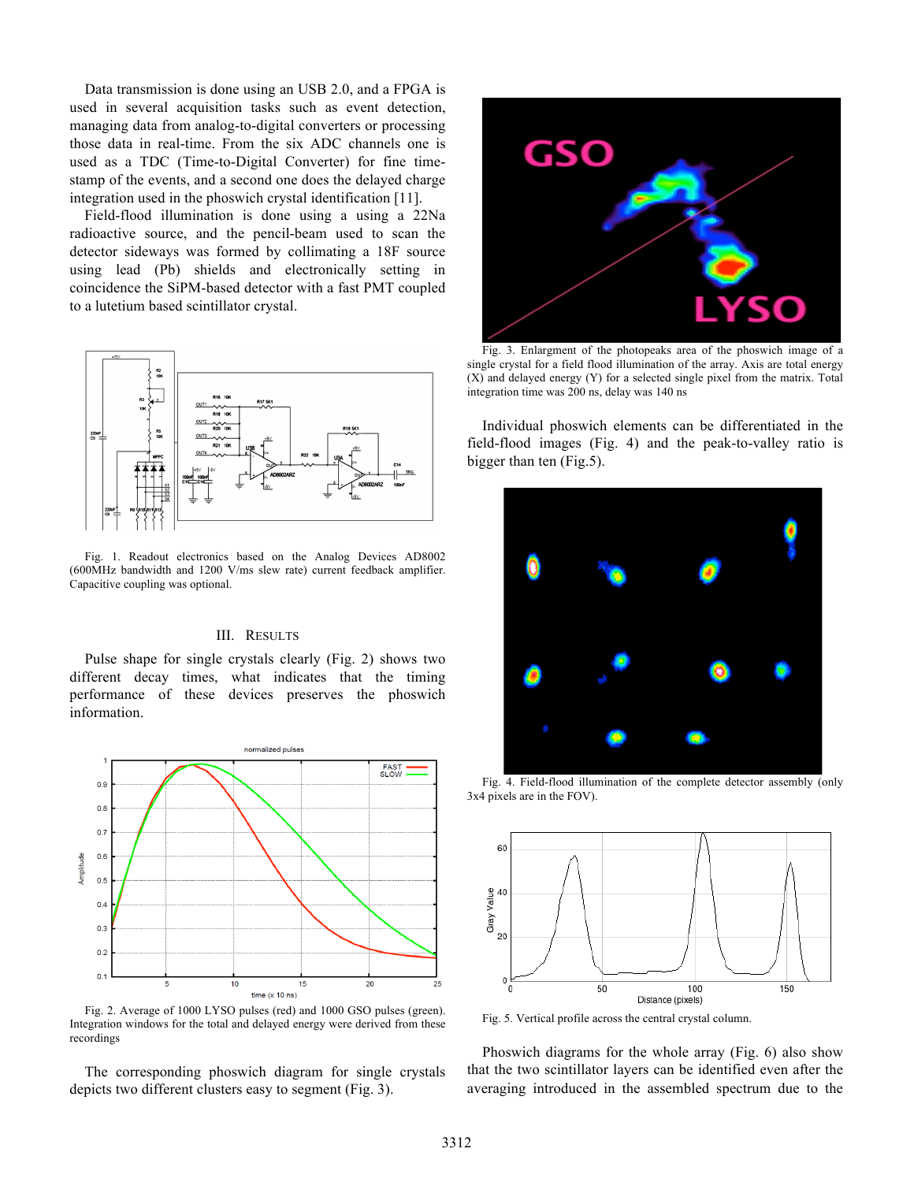Data transmission is done using an USB 2.0, and a FPGA is used in several acquisition tasks such as event detection, managing data from analog-to-digital converters or processing those data in real-time. From the six ADC channels one is used as a TDC (Time-to-Digital Converter) for fine time-stamp of the events, and a second one does the delayed charge integration used in the phoswich crystal identification [11].

Field-flood illumination is done using a using a 22Na radioactive source, and the pencil-beam used to scan the detector sideways was formed by collimating a 18F source using lead (Pb) shields and electronically setting in coincidence the SiPM-based detector with a fast PMT coupled to a lutetium based scintillator crystal.

Fig. 1. Readout electronics based on the Analog Devices AD8002 (600MHz bandwidth and 1200 V/ms slew rate) current feedback amplifier. Capacitive coupling was optional.

## III. Results

Pulse shape for single crystals clearly (Fig. 2) shows two different decay times, what indicates that the timing performance of these devices preserves the phoswich information.

Fig. 2. Average of 1000 LYSO pulses (red) and 1000 GSO pulses (green). Integration windows for the total and delayed energy were derived from these recordings

The corresponding phoswich diagram for single crystals depicts two different clusters easy to segment (Fig. 3).

Fig. 3. Enlargment of the photopeaks area of the phoswich image of a single crystal for a field flood illumination of the array. Axis are total energy (X) and delayed energy (Y) for a selected single pixel from the matrix. Total integration time was 200 ns, delay was 140 ns

Individual phoswich elements can be differentiated in the field-flood images (Fig. 4) and the peak-to-valley ratio is bigger than ten (Fig.5).

Fig. 4. Field-flood illumination of the complete detector assembly (only 3x4 pixels are in the FOV).

Fig. 5. Vertical profile across the central crystal column.

Phoswich diagrams for the whole array (Fig. 6) also show that the two scintillator layers can be identified even after the averaging introduced in the assembled spectrum due to the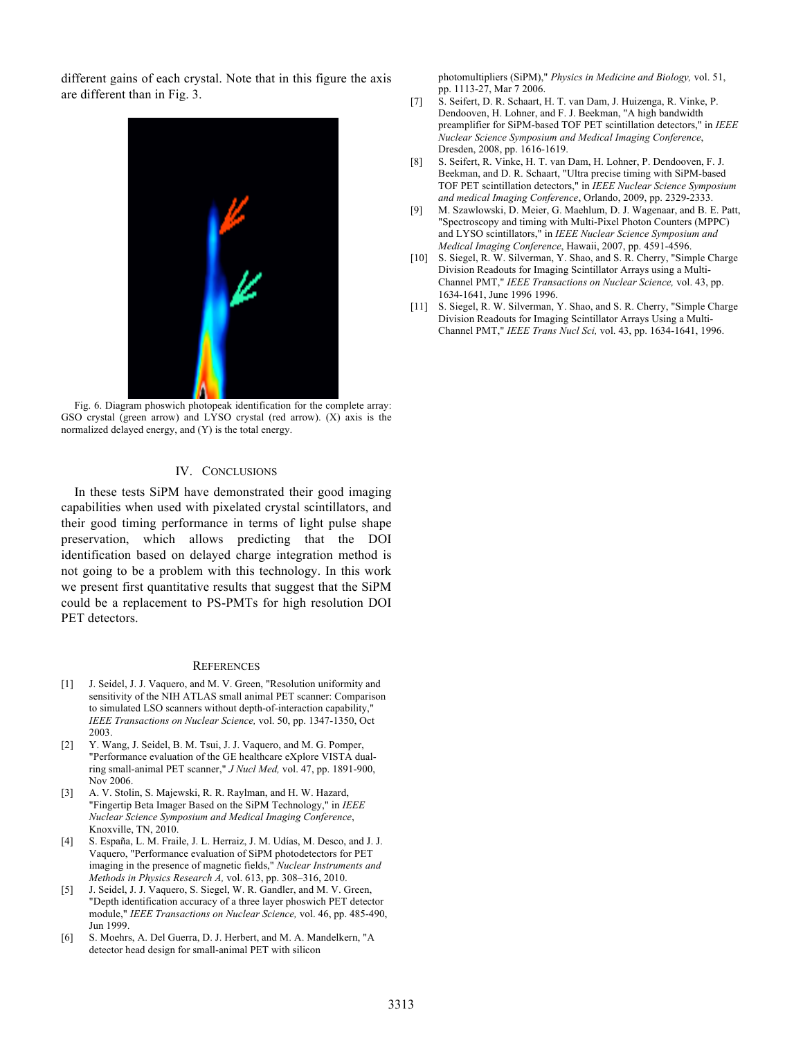different gains of each crystal. Note that in this figure the axis are different than in Fig. 3.

Fig. 6. Diagram phoswich photopeak identification for the complete array: GSO crystal (green arrow) and LYSO crystal (red arrow). (X) axis is the normalized delayed energy, and (Y) is the total energy.

## IV. Conclusions

In these tests SiPM have demonstrated their good imaging capabilities when used with pixelated crystal scintillators, and their good timing performance in terms of light pulse shape preservation, which allows predicting that the DOI identification based on delayed charge integration method is not going to be a problem with this technology. In this work we present first quantitative results that suggest that the SiPM could be a replacement to PS-PMTs for high resolution DOI PET detectors.

## References

[1] J. Seidel, J. J. Vaquero, and M. V. Green, "Resolution uniformity and sensitivity of the NIH ATLAS small animal PET scanner: Comparison to simulated LSO scanners without depth-of-interaction capability," *IEEE Transactions on Nuclear Science,* vol. 50, pp. 1347-1350, Oct 2003.

[2] Y. Wang, J. Seidel, B. M. Tsui, J. J. Vaquero, and M. G. Pomper, "Performance evaluation of the GE healthcare eXplore VISTA dual-ring small-animal PET scanner," *J Nucl Med,* vol. 47, pp. 1891-900, Nov 2006.

[3] A. V. Stolin, S. Majewski, R. R. Raylman, and H. W. Hazard, "Fingertip Beta Imager Based on the SiPM Technology," in *IEEE Nuclear Science Symposium and Medical Imaging Conference*, Knoxville, TN, 2010.

[4] S. España, L. M. Fraile, J. L. Herraiz, J. M. Udías, M. Desco, and J. J. Vaquero, "Performance evaluation of SiPM photodetectors for PET imaging in the presence of magnetic fields," *Nuclear Instruments and Methods in Physics Research A,* vol. 613, pp. 308–316, 2010.

[5] J. Seidel, J. J. Vaquero, S. Siegel, W. R. Gandler, and M. V. Green, "Depth identification accuracy of a three layer phoswich PET detector module," *IEEE Transactions on Nuclear Science,* vol. 46, pp. 485-490, Jun 1999.

[6] S. Moehrs, A. Del Guerra, D. J. Herbert, and M. A. Mandelkern, "A detector head design for small-animal PET with silicon photomultipliers (SiPM)," *Physics in Medicine and Biology,* vol. 51, pp. 1113-27, Mar 7 2006.

[7] S. Seifert, D. R. Schaart, H. T. van Dam, J. Huizenga, R. Vinke, P. Dendooven, H. Lohner, and F. J. Beekman, "A high bandwidth preamplifier for SiPM-based TOF PET scintillation detectors," in *IEEE Nuclear Science Symposium and Medical Imaging Conference*, Dresden, 2008, pp. 1616-1619.

[8] S. Seifert, R. Vinke, H. T. van Dam, H. Lohner, P. Dendooven, F. J. Beekman, and D. R. Schaart, "Ultra precise timing with SiPM-based TOF PET scintillation detectors," in *IEEE Nuclear Science Symposium and medical Imaging Conference*, Orlando, 2009, pp. 2329-2333.

[9] M. Szawlowski, D. Meier, G. Maehlum, D. J. Wagenaar, and B. E. Patt, "Spectroscopy and timing with Multi-Pixel Photon Counters (MPPC) and LYSO scintillators," in *IEEE Nuclear Science Symposium and Medical Imaging Conference*, Hawaii, 2007, pp. 4591-4596.

[10] S. Siegel, R. W. Silverman, Y. Shao, and S. R. Cherry, "Simple Charge Division Readouts for Imaging Scintillator Arrays using a Multi-Channel PMT," *IEEE Transactions on Nuclear Science,* vol. 43, pp. 1634-1641, June 1996 1996.

[11] S. Siegel, R. W. Silverman, Y. Shao, and S. R. Cherry, "Simple Charge Division Readouts for Imaging Scintillator Arrays Using a Multi-Channel PMT," *IEEE Trans Nucl Sci,* vol. 43, pp. 1634-1641, 1996.